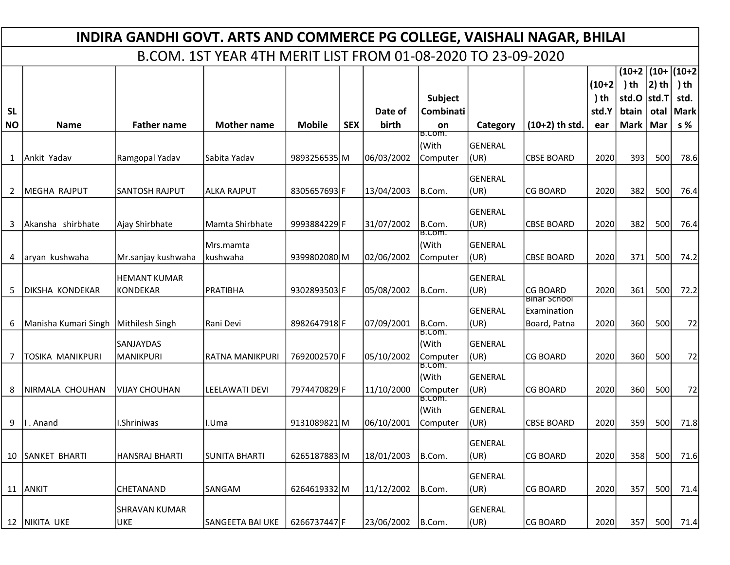# INDIRA GANDHI GOVT. ARTS AND COMMERCE PG COLLEGE, VAISHALI NAGAR, BHILAI

## B.COM. 1ST YEAR 4TH MERIT LIST FROM 01-08-2020 TO 23-09-2020

| SL NO | Name | Father name | Mother name | Mobile | SEX | Date of birth | Subject Combination | Category | (10+2) th std. | (10+2) th std.Year | (10+2) th std.Obtain Mark | (10+2) th std.Total Mar | (10+2) th std. Marks % |
|---|---|---|---|---|---|---|---|---|---|---|---|---|---|
| 1 | Ankit Yadav | Ramgopal Yadav | Sabita Yadav | 9893256535 | M | 06/03/2002 | B.Com. (With Computer | GENERAL (UR) | CBSE BOARD | 2020 | 393 | 500 | 78.6 |
| 2 | MEGHA RAJPUT | SANTOSH RAJPUT | ALKA RAJPUT | 8305657693 | F | 13/04/2003 | B.Com. | GENERAL (UR) | CG BOARD | 2020 | 382 | 500 | 76.4 |
| 3 | Akansha shirbhate | Ajay Shirbhate | Mamta Shirbhate | 9993884229 | F | 31/07/2002 | B.Com. | GENERAL (UR) | CBSE BOARD | 2020 | 382 | 500 | 76.4 |
| 4 | aryan kushwaha | Mr.sanjay kushwaha | Mrs.mamta kushwaha | 9399802080 | M | 02/06/2002 | B.Com. (With Computer | GENERAL (UR) | CBSE BOARD | 2020 | 371 | 500 | 74.2 |
| 5 | DIKSHA KONDEKAR | HEMANT KUMAR KONDEKAR | PRATIBHA | 9302893503 | F | 05/08/2002 | B.Com. | GENERAL (UR) | CG BOARD | 2020 | 361 | 500 | 72.2 |
| 6 | Manisha Kumari Singh | Mithilesh Singh | Rani Devi | 8982647918 | F | 07/09/2001 | B.Com. | GENERAL (UR) | Bihar School Examination Board, Patna | 2020 | 360 | 500 | 72 |
| 7 | TOSIKA MANIKPURI | SANJAYDAS MANIKPURI | RATNA MANIKPURI | 7692002570 | F | 05/10/2002 | B.Com. (With Computer | GENERAL (UR) | CG BOARD | 2020 | 360 | 500 | 72 |
| 8 | NIRMALA CHOUHAN | VIJAY CHOUHAN | LEELAWATI DEVI | 7974470829 | F | 11/10/2000 | B.Com. (With Computer | GENERAL (UR) | CG BOARD | 2020 | 360 | 500 | 72 |
| 9 | I . Anand | I.Shriniwas | I.Uma | 9131089821 | M | 06/10/2001 | B.Com. (With Computer | GENERAL (UR) | CBSE BOARD | 2020 | 359 | 500 | 71.8 |
| 10 | SANKET BHARTI | HANSRAJ BHARTI | SUNITA BHARTI | 6265187883 | M | 18/01/2003 | B.Com. | GENERAL (UR) | CG BOARD | 2020 | 358 | 500 | 71.6 |
| 11 | ANKIT | CHETANAND | SANGAM | 6264619332 | M | 11/12/2002 | B.Com. | GENERAL (UR) | CG BOARD | 2020 | 357 | 500 | 71.4 |
| 12 | NIKITA UKE | SHRAVAN KUMAR UKE | SANGEETA BAI UKE | 6266737447 | F | 23/06/2002 | B.Com. | GENERAL (UR) | CG BOARD | 2020 | 357 | 500 | 71.4 |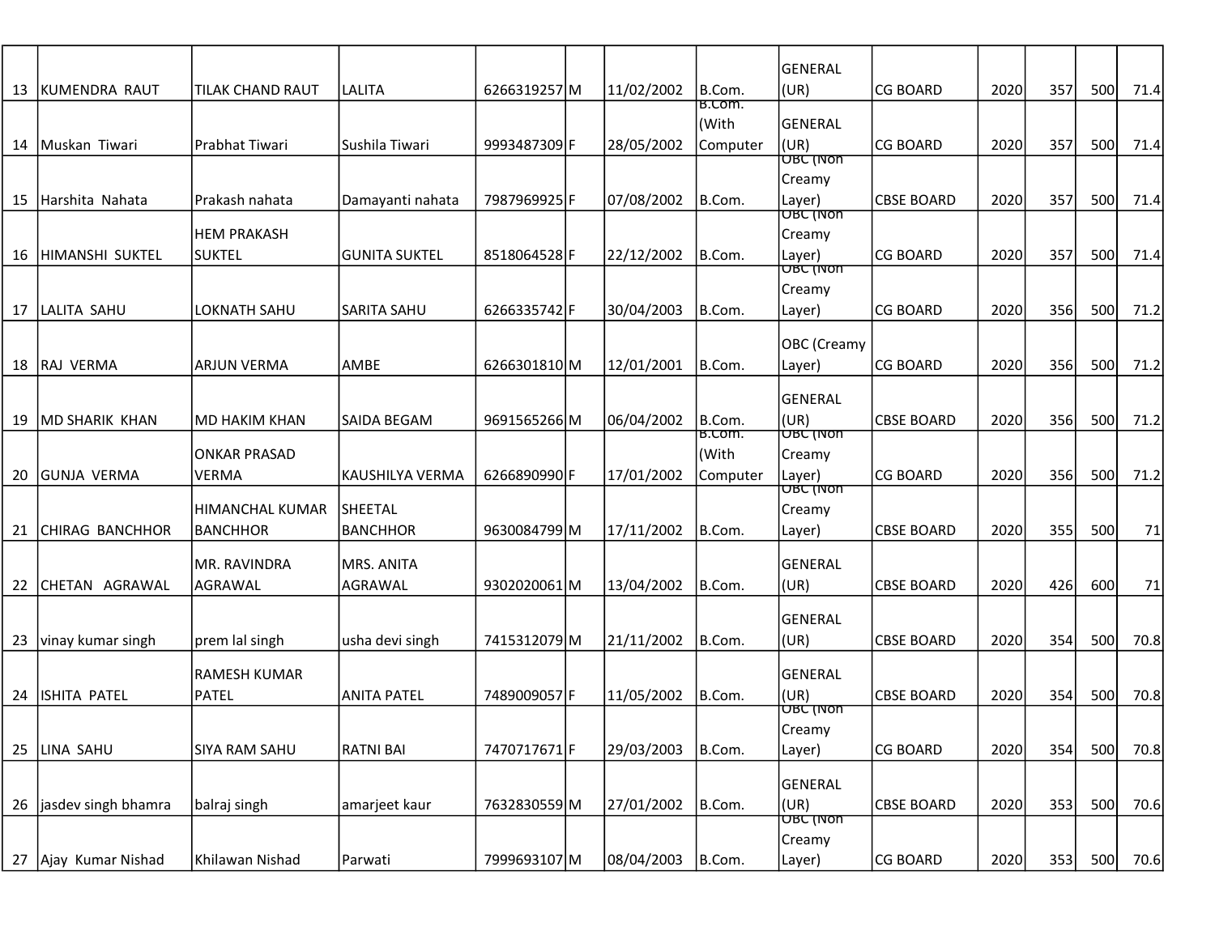| | | | | | | | | | | | | | |
|---|---|---|---|---|---|---|---|---|---|---|---|---|---|
| 13 | KUMENDRA RAUT | TILAK CHAND RAUT | LALITA | 6266319257 | M | 11/02/2002 | B.Com. | GENERAL (UR) | CG BOARD | 2020 | 357 | 500 | 71.4 |
| 14 | Muskan Tiwari | Prabhat Tiwari | Sushila Tiwari | 9993487309 | F | 28/05/2002 | B.Com. (With Computer | GENERAL (UR) | CG BOARD | 2020 | 357 | 500 | 71.4 |
| 15 | Harshita Nahata | Prakash nahata | Damayanti nahata | 7987969925 | F | 07/08/2002 | B.Com. | OBC (Non Creamy Layer) | CBSE BOARD | 2020 | 357 | 500 | 71.4 |
| 16 | HIMANSHI SUKTEL | HEM PRAKASH SUKTEL | GUNITA SUKTEL | 8518064528 | F | 22/12/2002 | B.Com. | OBC (Non Creamy Layer) | CG BOARD | 2020 | 357 | 500 | 71.4 |
| 17 | LALITA SAHU | LOKNATH SAHU | SARITA SAHU | 6266335742 | F | 30/04/2003 | B.Com. | OBC (Non Creamy Layer) | CG BOARD | 2020 | 356 | 500 | 71.2 |
| 18 | RAJ VERMA | ARJUN VERMA | AMBE | 6266301810 | M | 12/01/2001 | B.Com. | OBC (Creamy Layer) | CG BOARD | 2020 | 356 | 500 | 71.2 |
| 19 | MD SHARIK KHAN | MD HAKIM KHAN | SAIDA BEGAM | 9691565266 | M | 06/04/2002 | B.Com. | GENERAL (UR) | CBSE BOARD | 2020 | 356 | 500 | 71.2 |
| 20 | GUNJA VERMA | ONKAR PRASAD VERMA | KAUSHILYA VERMA | 6266890990 | F | 17/01/2002 | B.Com. (With Computer | OBC (Non Creamy Layer) | CG BOARD | 2020 | 356 | 500 | 71.2 |
| 21 | CHIRAG BANCHHOR | HIMANCHAL KUMAR BANCHHOR | SHEETAL BANCHHOR | 9630084799 | M | 17/11/2002 | B.Com. | OBC (Non Creamy Layer) | CBSE BOARD | 2020 | 355 | 500 | 71 |
| 22 | CHETAN AGRAWAL | MR. RAVINDRA AGRAWAL | MRS. ANITA AGRAWAL | 9302020061 | M | 13/04/2002 | B.Com. | GENERAL (UR) | CBSE BOARD | 2020 | 426 | 600 | 71 |
| 23 | vinay kumar singh | prem lal singh | usha devi singh | 7415312079 | M | 21/11/2002 | B.Com. | GENERAL (UR) | CBSE BOARD | 2020 | 354 | 500 | 70.8 |
| 24 | ISHITA PATEL | RAMESH KUMAR PATEL | ANITA PATEL | 7489009057 | F | 11/05/2002 | B.Com. | GENERAL (UR) | CBSE BOARD | 2020 | 354 | 500 | 70.8 |
| 25 | LINA SAHU | SIYA RAM SAHU | RATNI BAI | 7470717671 | F | 29/03/2003 | B.Com. | OBC (Non Creamy Layer) | CG BOARD | 2020 | 354 | 500 | 70.8 |
| 26 | jasdev singh bhamra | balraj singh | amarjeet kaur | 7632830559 | M | 27/01/2002 | B.Com. | GENERAL (UR) | CBSE BOARD | 2020 | 353 | 500 | 70.6 |
| 27 | Ajay Kumar Nishad | Khilawan Nishad | Parwati | 7999693107 | M | 08/04/2003 | B.Com. | OBC (Non Creamy Layer) | CG BOARD | 2020 | 353 | 500 | 70.6 |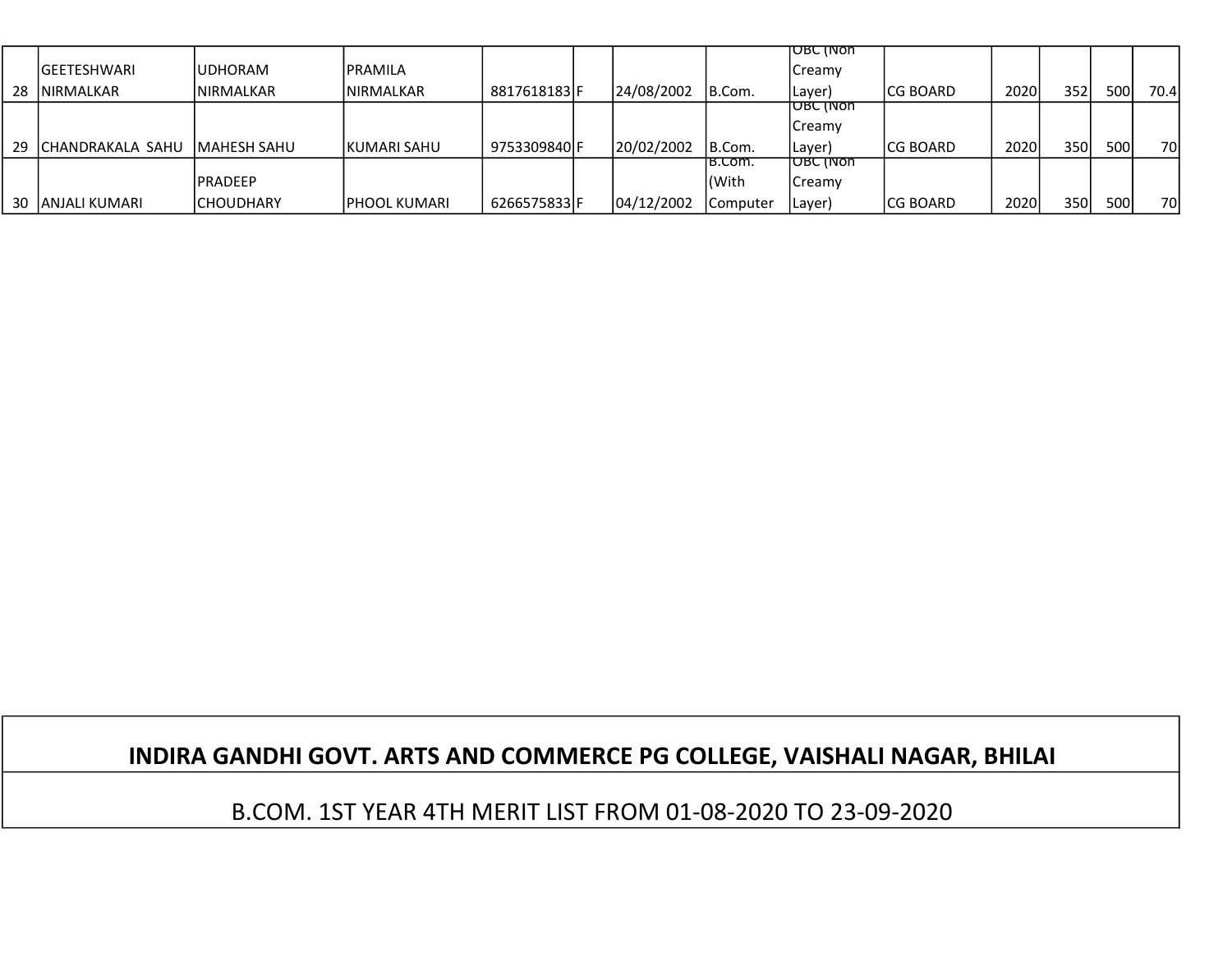| | | | | | | | | | | | | | |
|---|---|---|---|---|---|---|---|---|---|---|---|---|---|
| 28 | GEETESHWARI NIRMALKAR | UDHORAM NIRMALKAR | PRAMILA NIRMALKAR | 8817618183 | F | 24/08/2002 | B.Com. | OBC (Non Creamy Layer) | CG BOARD | 2020 | 352 | 500 | 70.4 |
| 29 | CHANDRAKALA SAHU | MAHESH SAHU | KUMARI SAHU | 9753309840 | F | 20/02/2002 | B.Com. | OBC (Non Creamy Layer) | CG BOARD | 2020 | 350 | 500 | 70 |
| 30 | ANJALI KUMARI | PRADEEP CHOUDHARY | PHOOL KUMARI | 6266575833 | F | 04/12/2002 | B.Com. (With Computer | OBC (Non Creamy Layer) | CG BOARD | 2020 | 350 | 500 | 70 |

## INDIRA GANDHI GOVT. ARTS AND COMMERCE PG COLLEGE, VAISHALI NAGAR, BHILAI

B.COM. 1ST YEAR 4TH MERIT LIST FROM 01-08-2020 TO 23-09-2020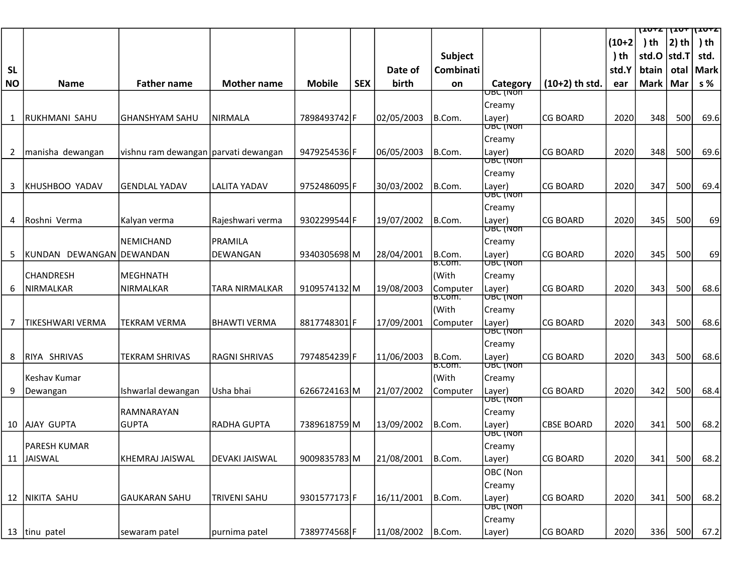| SL NO | Name | Father name | Mother name | Mobile | SEX | Date of birth | Subject Combination | Category | (10+2) th std. | (10+2) th std.Year | (10+2) th std.Obtain Mark | (10+2) th std.Total Mar | (10+2) th std. Marks % |
|---|---|---|---|---|---|---|---|---|---|---|---|---|---|
| 1 | RUKHMANI SAHU | GHANSHYAM SAHU | NIRMALA | 7898493742 | F | 02/05/2003 | B.Com. | OBC (Non Creamy Layer) | CG BOARD | 2020 | 348 | 500 | 69.6 |
| 2 | manisha dewangan | vishnu ram dewangan | parvati dewangan | 9479254536 | F | 06/05/2003 | B.Com. | OBC (Non Creamy Layer) | CG BOARD | 2020 | 348 | 500 | 69.6 |
| 3 | KHUSHBOO YADAV | GENDLAL YADAV | LALITA YADAV | 9752486095 | F | 30/03/2002 | B.Com. | OBC (Non Creamy Layer) | CG BOARD | 2020 | 347 | 500 | 69.4 |
| 4 | Roshni Verma | Kalyan verma | Rajeshwari verma | 9302299544 | F | 19/07/2002 | B.Com. | OBC (Non Creamy Layer) | CG BOARD | 2020 | 345 | 500 | 69 |
| 5 | KUNDAN DEWANGAN | NEMICHAND DEWANDAN | PRAMILA DEWANGAN | 9340305698 | M | 28/04/2001 | B.Com. | OBC (Non Creamy Layer) | CG BOARD | 2020 | 345 | 500 | 69 |
| 6 | CHANDRESH NIRMALKAR | MEGHNATH NIRMALKAR | TARA NIRMALKAR | 9109574132 | M | 19/08/2003 | B.Com. (With Computer | OBC (Non Creamy Layer) | CG BOARD | 2020 | 343 | 500 | 68.6 |
| 7 | TIKESHWARI VERMA | TEKRAM VERMA | BHAWTI VERMA | 8817748301 | F | 17/09/2001 | B.Com. (With Computer | OBC (Non Creamy Layer) | CG BOARD | 2020 | 343 | 500 | 68.6 |
| 8 | RIYA SHRIVAS | TEKRAM SHRIVAS | RAGNI SHRIVAS | 7974854239 | F | 11/06/2003 | B.Com. | OBC (Non Creamy Layer) | CG BOARD | 2020 | 343 | 500 | 68.6 |
| 9 | Keshav Kumar Dewangan | Ishwarlal dewangan | Usha bhai | 6266724163 | M | 21/07/2002 | B.Com. (With Computer | OBC (Non Creamy Layer) | CG BOARD | 2020 | 342 | 500 | 68.4 |
| 10 | AJAY GUPTA | RAMNARAYAN GUPTA | RADHA GUPTA | 7389618759 | M | 13/09/2002 | B.Com. | OBC (Non Creamy Layer) | CBSE BOARD | 2020 | 341 | 500 | 68.2 |
| 11 | PARESH KUMAR JAISWAL | KHEMRAJ JAISWAL | DEVAKI JAISWAL | 9009835783 | M | 21/08/2001 | B.Com. | OBC (Non Creamy Layer) | CG BOARD | 2020 | 341 | 500 | 68.2 |
| 12 | NIKITA SAHU | GAUKARAN SAHU | TRIVENI SAHU | 9301577173 | F | 16/11/2001 | B.Com. | OBC (Non Creamy Layer) | CG BOARD | 2020 | 341 | 500 | 68.2 |
| 13 | tinu patel | sewaram patel | purnima patel | 7389774568 | F | 11/08/2002 | B.Com. | OBC (Non Creamy Layer) | CG BOARD | 2020 | 336 | 500 | 67.2 |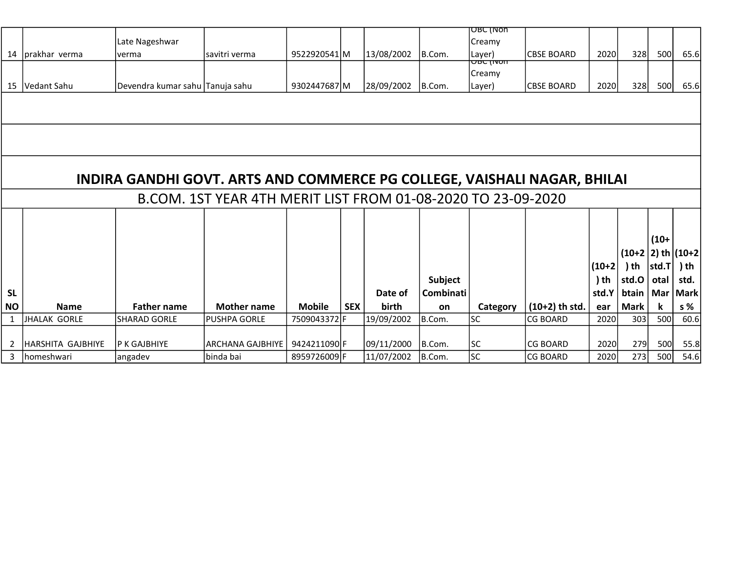| | | | | | | | | | | | | | |
|---|---|---|---|---|---|---|---|---|---|---|---|---|---|
| 14 | prakhar verma | Late Nageshwar verma | savitri verma | 9522920541 | M | 13/08/2002 | B.Com. | OBC (Non Creamy Layer) | CBSE BOARD | 2020 | 328 | 500 | 65.6 |
| 15 | Vedant Sahu | Devendra kumar sahu | Tanuja sahu | 9302447687 | M | 28/09/2002 | B.Com. | OBC (Non Creamy Layer) | CBSE BOARD | 2020 | 328 | 500 | 65.6 |

# INDIRA GANDHI GOVT. ARTS AND COMMERCE PG COLLEGE, VAISHALI NAGAR, BHILAI

## B.COM. 1ST YEAR 4TH MERIT LIST FROM 01-08-2020 TO 23-09-2020

| SL NO | Name | Father name | Mother name | Mobile | SEX | Date of birth | Subject Combination | Category | (10+2) th std. | (10+2) th std.Year | (10+2) th std.Obtain Mark | (10+2) th std.Total Mark | (10+2) th std. Marks % |
|---|---|---|---|---|---|---|---|---|---|---|---|---|---|
| 1 | JHALAK GORLE | SHARAD GORLE | PUSHPA GORLE | 7509043372 | F | 19/09/2002 | B.Com. | SC | CG BOARD | 2020 | 303 | 500 | 60.6 |
| 2 | HARSHITA GAJBHIYE | P K GAJBHIYE | ARCHANA GAJBHIYE | 9424211090 | F | 09/11/2000 | B.Com. | SC | CG BOARD | 2020 | 279 | 500 | 55.8 |
| 3 | homeshwari | angadev | binda bai | 8959726009 | F | 11/07/2002 | B.Com. | SC | CG BOARD | 2020 | 273 | 500 | 54.6 |